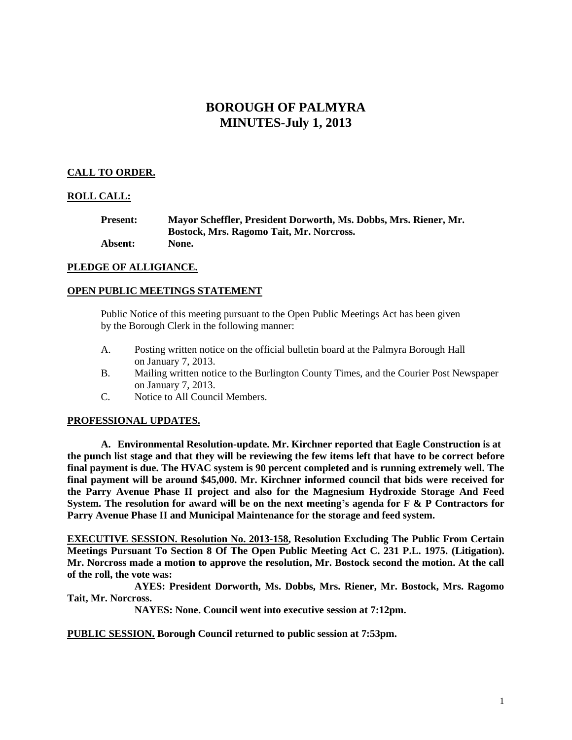# BOROUGH OF PALMYRA
# MINUTES-July 1, 2013

**CALL TO ORDER.**

**ROLL CALL:**

**Present:** **Mayor Scheffler, President Dorworth, Ms. Dobbs, Mrs. Riener, Mr. Bostock, Mrs. Ragomo Tait, Mr. Norcross.**
**Absent:** **None.**

**PLEDGE OF ALLIGIANCE.**

**OPEN PUBLIC MEETINGS STATEMENT**

Public Notice of this meeting pursuant to the Open Public Meetings Act has been given by the Borough Clerk in the following manner:

A. Posting written notice on the official bulletin board at the Palmyra Borough Hall on January 7, 2013.
B. Mailing written notice to the Burlington County Times, and the Courier Post Newspaper on January 7, 2013.
C. Notice to All Council Members.

**PROFESSIONAL UPDATES.**

**A. Environmental Resolution-update. Mr. Kirchner reported that Eagle Construction is at the punch list stage and that they will be reviewing the few items left that have to be correct before final payment is due. The HVAC system is 90 percent completed and is running extremely well. The final payment will be around $45,000. Mr. Kirchner informed council that bids were received for the Parry Avenue Phase II project and also for the Magnesium Hydroxide Storage And Feed System. The resolution for award will be on the next meeting's agenda for F & P Contractors for Parry Avenue Phase II and Municipal Maintenance for the storage and feed system.**

**EXECUTIVE SESSION. Resolution No. 2013-158, Resolution Excluding The Public From Certain Meetings Pursuant To Section 8 Of The Open Public Meeting Act C. 231 P.L. 1975. (Litigation). Mr. Norcross made a motion to approve the resolution, Mr. Bostock second the motion. At the call of the roll, the vote was:**

**AYES: President Dorworth, Ms. Dobbs, Mrs. Riener, Mr. Bostock, Mrs. Ragomo Tait, Mr. Norcross.**

**NAYES: None. Council went into executive session at 7:12pm.**

**PUBLIC SESSION. Borough Council returned to public session at 7:53pm.**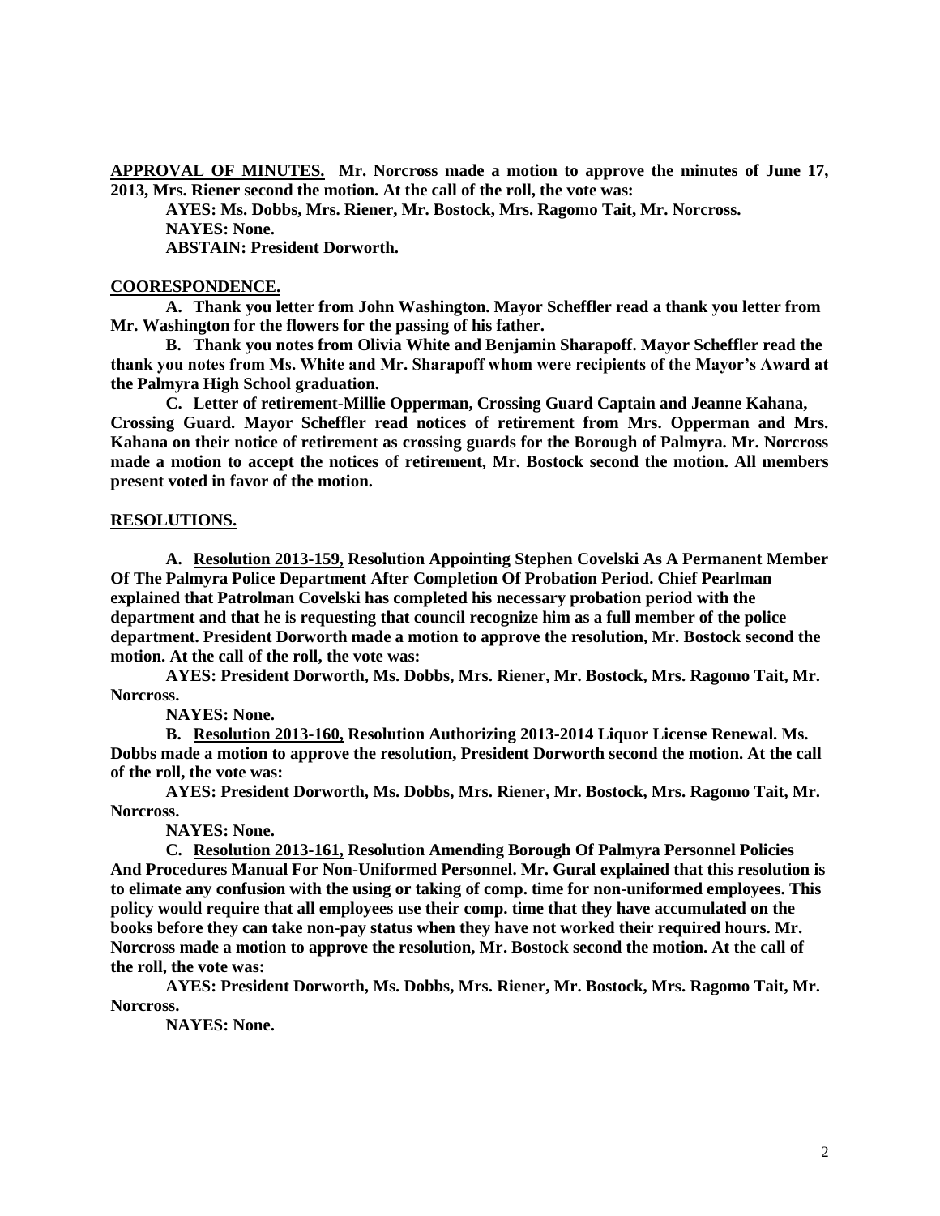**APPROVAL OF MINUTES. Mr. Norcross made a motion to approve the minutes of June 17, 2013, Mrs. Riener second the motion. At the call of the roll, the vote was:**

**AYES: Ms. Dobbs, Mrs. Riener, Mr. Bostock, Mrs. Ragomo Tait, Mr. Norcross.**
**NAYES: None.**
**ABSTAIN: President Dorworth.**

**COORESPONDENCE.**

**A. Thank you letter from John Washington. Mayor Scheffler read a thank you letter from Mr. Washington for the flowers for the passing of his father.**

**B. Thank you notes from Olivia White and Benjamin Sharapoff. Mayor Scheffler read the thank you notes from Ms. White and Mr. Sharapoff whom were recipients of the Mayor's Award at the Palmyra High School graduation.**

**C. Letter of retirement-Millie Opperman, Crossing Guard Captain and Jeanne Kahana, Crossing Guard. Mayor Scheffler read notices of retirement from Mrs. Opperman and Mrs. Kahana on their notice of retirement as crossing guards for the Borough of Palmyra. Mr. Norcross made a motion to accept the notices of retirement, Mr. Bostock second the motion. All members present voted in favor of the motion.**

**RESOLUTIONS.**

**A. Resolution 2013-159, Resolution Appointing Stephen Covelski As A Permanent Member Of The Palmyra Police Department After Completion Of Probation Period. Chief Pearlman explained that Patrolman Covelski has completed his necessary probation period with the department and that he is requesting that council recognize him as a full member of the police department. President Dorworth made a motion to approve the resolution, Mr. Bostock second the motion. At the call of the roll, the vote was:**

**AYES: President Dorworth, Ms. Dobbs, Mrs. Riener, Mr. Bostock, Mrs. Ragomo Tait, Mr. Norcross.**

**NAYES: None.**

**B. Resolution 2013-160, Resolution Authorizing 2013-2014 Liquor License Renewal. Ms. Dobbs made a motion to approve the resolution, President Dorworth second the motion. At the call of the roll, the vote was:**

**AYES: President Dorworth, Ms. Dobbs, Mrs. Riener, Mr. Bostock, Mrs. Ragomo Tait, Mr. Norcross.**

**NAYES: None.**

**C. Resolution 2013-161, Resolution Amending Borough Of Palmyra Personnel Policies And Procedures Manual For Non-Uniformed Personnel. Mr. Gural explained that this resolution is to elimate any confusion with the using or taking of comp. time for non-uniformed employees. This policy would require that all employees use their comp. time that they have accumulated on the books before they can take non-pay status when they have not worked their required hours. Mr. Norcross made a motion to approve the resolution, Mr. Bostock second the motion. At the call of the roll, the vote was:**

**AYES: President Dorworth, Ms. Dobbs, Mrs. Riener, Mr. Bostock, Mrs. Ragomo Tait, Mr. Norcross.**

**NAYES: None.**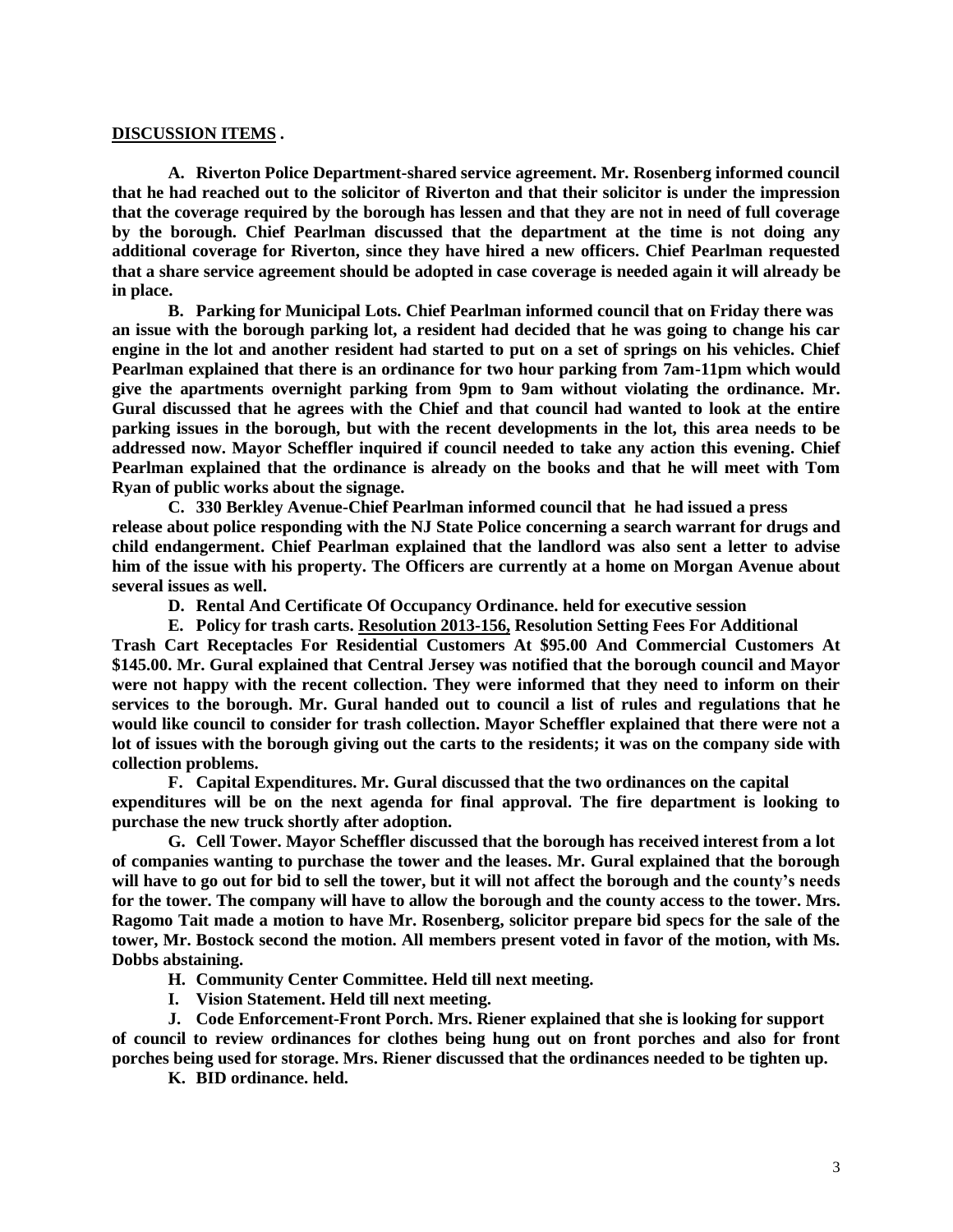**DISCUSSION ITEMS .**

**A. Riverton Police Department-shared service agreement. Mr. Rosenberg informed council that he had reached out to the solicitor of Riverton and that their solicitor is under the impression that the coverage required by the borough has lessen and that they are not in need of full coverage by the borough. Chief Pearlman discussed that the department at the time is not doing any additional coverage for Riverton, since they have hired a new officers. Chief Pearlman requested that a share service agreement should be adopted in case coverage is needed again it will already be in place.**

**B. Parking for Municipal Lots. Chief Pearlman informed council that on Friday there was an issue with the borough parking lot, a resident had decided that he was going to change his car engine in the lot and another resident had started to put on a set of springs on his vehicles. Chief Pearlman explained that there is an ordinance for two hour parking from 7am-11pm which would give the apartments overnight parking from 9pm to 9am without violating the ordinance. Mr. Gural discussed that he agrees with the Chief and that council had wanted to look at the entire parking issues in the borough, but with the recent developments in the lot, this area needs to be addressed now. Mayor Scheffler inquired if council needed to take any action this evening. Chief Pearlman explained that the ordinance is already on the books and that he will meet with Tom Ryan of public works about the signage.**

**C. 330 Berkley Avenue-Chief Pearlman informed council that he had issued a press release about police responding with the NJ State Police concerning a search warrant for drugs and child endangerment. Chief Pearlman explained that the landlord was also sent a letter to advise him of the issue with his property. The Officers are currently at a home on Morgan Avenue about several issues as well.**

**D. Rental And Certificate Of Occupancy Ordinance. held for executive session**

**E. Policy for trash carts. <u>Resolution 2013-156,</u> Resolution Setting Fees For Additional Trash Cart Receptacles For Residential Customers At $95.00 And Commercial Customers At $145.00. Mr. Gural explained that Central Jersey was notified that the borough council and Mayor were not happy with the recent collection. They were informed that they need to inform on their services to the borough. Mr. Gural handed out to council a list of rules and regulations that he would like council to consider for trash collection. Mayor Scheffler explained that there were not a lot of issues with the borough giving out the carts to the residents; it was on the company side with collection problems.**

**F. Capital Expenditures. Mr. Gural discussed that the two ordinances on the capital expenditures will be on the next agenda for final approval. The fire department is looking to purchase the new truck shortly after adoption.**

**G. Cell Tower. Mayor Scheffler discussed that the borough has received interest from a lot of companies wanting to purchase the tower and the leases. Mr. Gural explained that the borough will have to go out for bid to sell the tower, but it will not affect the borough and the county's needs for the tower. The company will have to allow the borough and the county access to the tower. Mrs. Ragomo Tait made a motion to have Mr. Rosenberg, solicitor prepare bid specs for the sale of the tower, Mr. Bostock second the motion. All members present voted in favor of the motion, with Ms. Dobbs abstaining.**

**H. Community Center Committee. Held till next meeting.**

**I. Vision Statement. Held till next meeting.**

**J. Code Enforcement-Front Porch. Mrs. Riener explained that she is looking for support of council to review ordinances for clothes being hung out on front porches and also for front porches being used for storage. Mrs. Riener discussed that the ordinances needed to be tighten up.**

**K. BID ordinance. held.**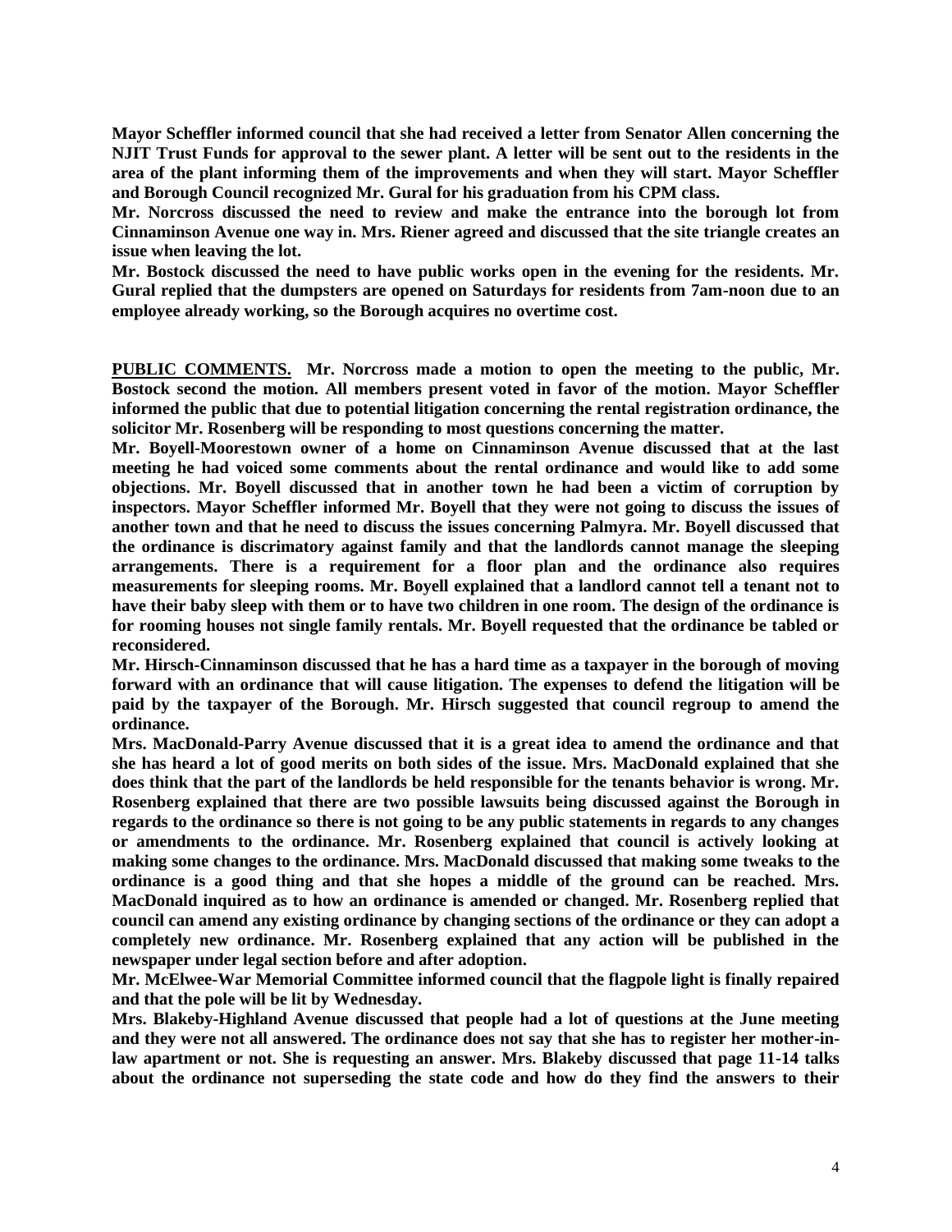**Mayor Scheffler informed council that she had received a letter from Senator Allen concerning the NJIT Trust Funds for approval to the sewer plant. A letter will be sent out to the residents in the area of the plant informing them of the improvements and when they will start. Mayor Scheffler and Borough Council recognized Mr. Gural for his graduation from his CPM class.**

**Mr. Norcross discussed the need to review and make the entrance into the borough lot from Cinnaminson Avenue one way in. Mrs. Riener agreed and discussed that the site triangle creates an issue when leaving the lot.**

**Mr. Bostock discussed the need to have public works open in the evening for the residents. Mr. Gural replied that the dumpsters are opened on Saturdays for residents from 7am-noon due to an employee already working, so the Borough acquires no overtime cost.**

**<u>PUBLIC COMMENTS.</u> Mr. Norcross made a motion to open the meeting to the public, Mr. Bostock second the motion. All members present voted in favor of the motion. Mayor Scheffler informed the public that due to potential litigation concerning the rental registration ordinance, the solicitor Mr. Rosenberg will be responding to most questions concerning the matter.**

**Mr. Boyell-Moorestown owner of a home on Cinnaminson Avenue discussed that at the last meeting he had voiced some comments about the rental ordinance and would like to add some objections. Mr. Boyell discussed that in another town he had been a victim of corruption by inspectors. Mayor Scheffler informed Mr. Boyell that they were not going to discuss the issues of another town and that he need to discuss the issues concerning Palmyra. Mr. Boyell discussed that the ordinance is discrimatory against family and that the landlords cannot manage the sleeping arrangements. There is a requirement for a floor plan and the ordinance also requires measurements for sleeping rooms. Mr. Boyell explained that a landlord cannot tell a tenant not to have their baby sleep with them or to have two children in one room. The design of the ordinance is for rooming houses not single family rentals. Mr. Boyell requested that the ordinance be tabled or reconsidered.**

**Mr. Hirsch-Cinnaminson discussed that he has a hard time as a taxpayer in the borough of moving forward with an ordinance that will cause litigation. The expenses to defend the litigation will be paid by the taxpayer of the Borough. Mr. Hirsch suggested that council regroup to amend the ordinance.**

**Mrs. MacDonald-Parry Avenue discussed that it is a great idea to amend the ordinance and that she has heard a lot of good merits on both sides of the issue. Mrs. MacDonald explained that she does think that the part of the landlords be held responsible for the tenants behavior is wrong. Mr. Rosenberg explained that there are two possible lawsuits being discussed against the Borough in regards to the ordinance so there is not going to be any public statements in regards to any changes or amendments to the ordinance. Mr. Rosenberg explained that council is actively looking at making some changes to the ordinance. Mrs. MacDonald discussed that making some tweaks to the ordinance is a good thing and that she hopes a middle of the ground can be reached. Mrs. MacDonald inquired as to how an ordinance is amended or changed. Mr. Rosenberg replied that council can amend any existing ordinance by changing sections of the ordinance or they can adopt a completely new ordinance. Mr. Rosenberg explained that any action will be published in the newspaper under legal section before and after adoption.**

**Mr. McElwee-War Memorial Committee informed council that the flagpole light is finally repaired and that the pole will be lit by Wednesday.**

**Mrs. Blakeby-Highland Avenue discussed that people had a lot of questions at the June meeting and they were not all answered. The ordinance does not say that she has to register her mother-in-law apartment or not. She is requesting an answer. Mrs. Blakeby discussed that page 11-14 talks about the ordinance not superseding the state code and how do they find the answers to their**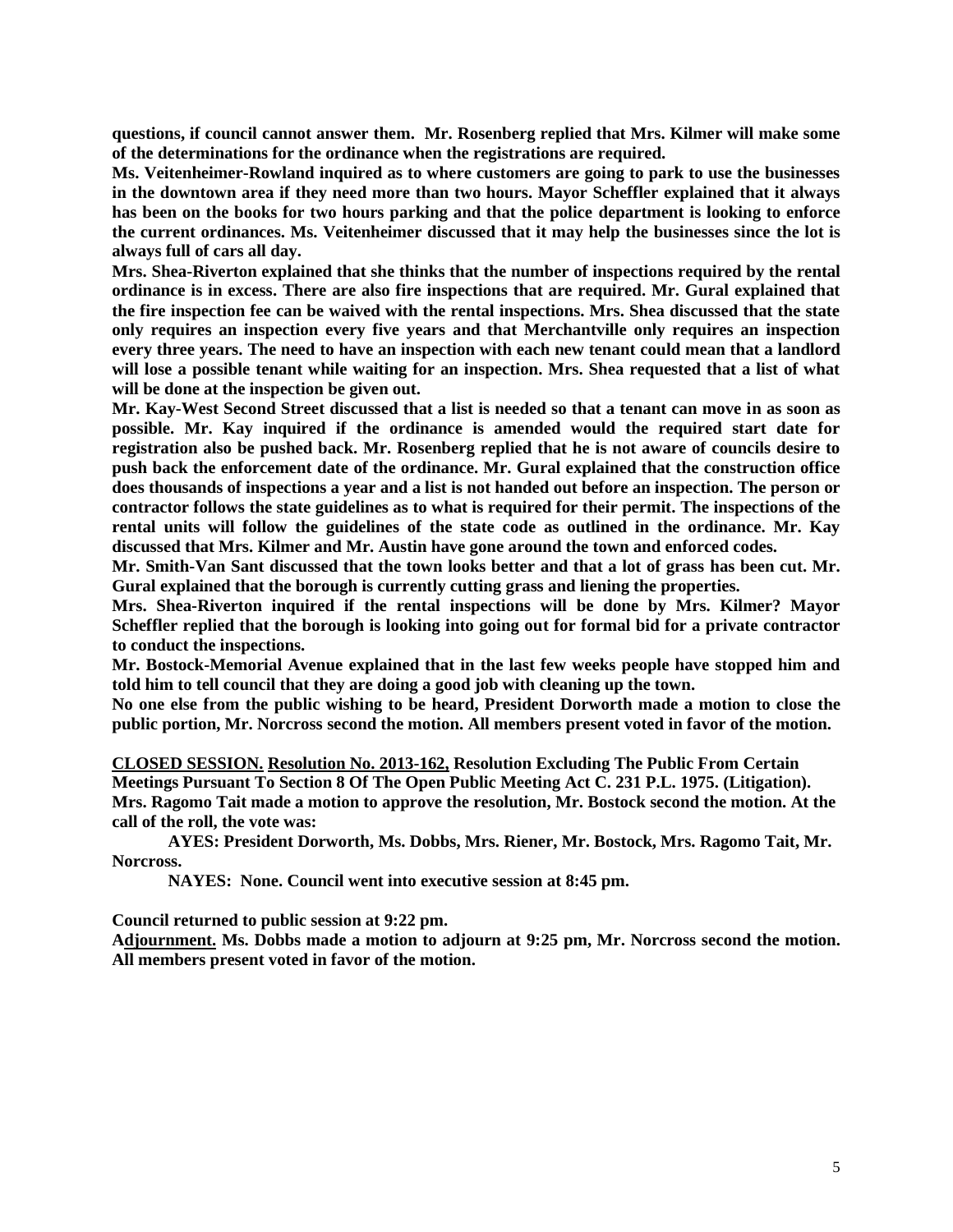**questions, if council cannot answer them. Mr. Rosenberg replied that Mrs. Kilmer will make some of the determinations for the ordinance when the registrations are required.**

**Ms. Veitenheimer-Rowland inquired as to where customers are going to park to use the businesses in the downtown area if they need more than two hours. Mayor Scheffler explained that it always has been on the books for two hours parking and that the police department is looking to enforce the current ordinances. Ms. Veitenheimer discussed that it may help the businesses since the lot is always full of cars all day.**

**Mrs. Shea-Riverton explained that she thinks that the number of inspections required by the rental ordinance is in excess. There are also fire inspections that are required. Mr. Gural explained that the fire inspection fee can be waived with the rental inspections. Mrs. Shea discussed that the state only requires an inspection every five years and that Merchantville only requires an inspection every three years. The need to have an inspection with each new tenant could mean that a landlord will lose a possible tenant while waiting for an inspection. Mrs. Shea requested that a list of what will be done at the inspection be given out.**

**Mr. Kay-West Second Street discussed that a list is needed so that a tenant can move in as soon as possible. Mr. Kay inquired if the ordinance is amended would the required start date for registration also be pushed back. Mr. Rosenberg replied that he is not aware of councils desire to push back the enforcement date of the ordinance. Mr. Gural explained that the construction office does thousands of inspections a year and a list is not handed out before an inspection. The person or contractor follows the state guidelines as to what is required for their permit. The inspections of the rental units will follow the guidelines of the state code as outlined in the ordinance. Mr. Kay discussed that Mrs. Kilmer and Mr. Austin have gone around the town and enforced codes.**

**Mr. Smith-Van Sant discussed that the town looks better and that a lot of grass has been cut. Mr. Gural explained that the borough is currently cutting grass and liening the properties.**

**Mrs. Shea-Riverton inquired if the rental inspections will be done by Mrs. Kilmer? Mayor Scheffler replied that the borough is looking into going out for formal bid for a private contractor to conduct the inspections.**

**Mr. Bostock-Memorial Avenue explained that in the last few weeks people have stopped him and told him to tell council that they are doing a good job with cleaning up the town.**

**No one else from the public wishing to be heard, President Dorworth made a motion to close the public portion, Mr. Norcross second the motion. All members present voted in favor of the motion.**

**CLOSED SESSION. Resolution No. 2013-162, Resolution Excluding The Public From Certain Meetings Pursuant To Section 8 Of The Open Public Meeting Act C. 231 P.L. 1975. (Litigation). Mrs. Ragomo Tait made a motion to approve the resolution, Mr. Bostock second the motion. At the call of the roll, the vote was:**

**AYES: President Dorworth, Ms. Dobbs, Mrs. Riener, Mr. Bostock, Mrs. Ragomo Tait, Mr. Norcross.**

**NAYES: None. Council went into executive session at 8:45 pm.**

**Council returned to public session at 9:22 pm.**

**Adjournment. Ms. Dobbs made a motion to adjourn at 9:25 pm, Mr. Norcross second the motion. All members present voted in favor of the motion.**